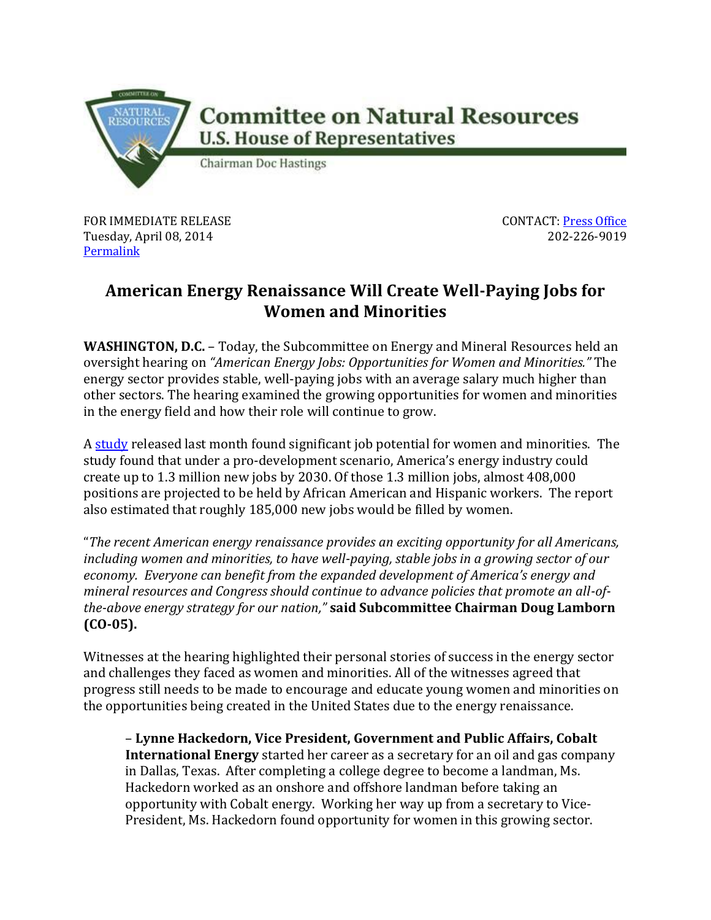**Committee on Natural Resources**
**U.S. House of Representatives**
Chairman Doc Hastings

FOR IMMEDIATE RELEASE
Tuesday, April 08, 2014
[Permalink]

CONTACT: [Press Office]
202-226-9019

# American Energy Renaissance Will Create Well-Paying Jobs for Women and Minorities

**WASHINGTON, D.C.** – Today, the Subcommittee on Energy and Mineral Resources held an oversight hearing on *"American Energy Jobs: Opportunities for Women and Minorities."* The energy sector provides stable, well-paying jobs with an average salary much higher than other sectors. The hearing examined the growing opportunities for women and minorities in the energy field and how their role will continue to grow.

A study released last month found significant job potential for women and minorities. The study found that under a pro-development scenario, America's energy industry could create up to 1.3 million new jobs by 2030. Of those 1.3 million jobs, almost 408,000 positions are projected to be held by African American and Hispanic workers. The report also estimated that roughly 185,000 new jobs would be filled by women.

"*The recent American energy renaissance provides an exciting opportunity for all Americans, including women and minorities, to have well-paying, stable jobs in a growing sector of our economy. Everyone can benefit from the expanded development of America's energy and mineral resources and Congress should continue to advance policies that promote an all-of-the-above energy strategy for our nation,"* **said Subcommittee Chairman Doug Lamborn (CO-05).**

Witnesses at the hearing highlighted their personal stories of success in the energy sector and challenges they faced as women and minorities. All of the witnesses agreed that progress still needs to be made to encourage and educate young women and minorities on the opportunities being created in the United States due to the energy renaissance.

> – **Lynne Hackedorn, Vice President, Government and Public Affairs, Cobalt International Energy** started her career as a secretary for an oil and gas company in Dallas, Texas. After completing a college degree to become a landman, Ms. Hackedorn worked as an onshore and offshore landman before taking an opportunity with Cobalt energy. Working her way up from a secretary to Vice-President, Ms. Hackedorn found opportunity for women in this growing sector.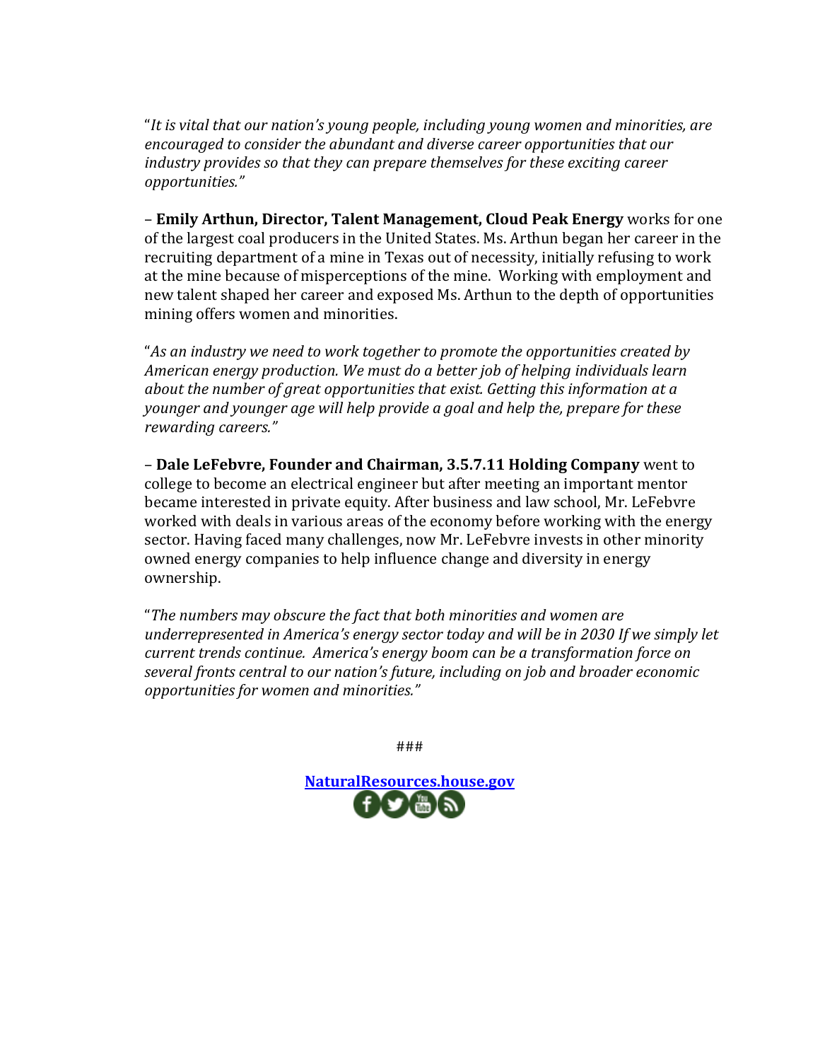"*It is vital that our nation's young people, including young women and minorities, are encouraged to consider the abundant and diverse career opportunities that our industry provides so that they can prepare themselves for these exciting career opportunities."*

– **Emily Arthun, Director, Talent Management, Cloud Peak Energy** works for one of the largest coal producers in the United States. Ms. Arthun began her career in the recruiting department of a mine in Texas out of necessity, initially refusing to work at the mine because of misperceptions of the mine. Working with employment and new talent shaped her career and exposed Ms. Arthun to the depth of opportunities mining offers women and minorities.

"*As an industry we need to work together to promote the opportunities created by American energy production. We must do a better job of helping individuals learn about the number of great opportunities that exist. Getting this information at a younger and younger age will help provide a goal and help the, prepare for these rewarding careers."*

– **Dale LeFebvre, Founder and Chairman, 3.5.7.11 Holding Company** went to college to become an electrical engineer but after meeting an important mentor became interested in private equity. After business and law school, Mr. LeFebvre worked with deals in various areas of the economy before working with the energy sector. Having faced many challenges, now Mr. LeFebvre invests in other minority owned energy companies to help influence change and diversity in energy ownership.

"*The numbers may obscure the fact that both minorities and women are underrepresented in America's energy sector today and will be in 2030 If we simply let current trends continue. America's energy boom can be a transformation force on several fronts central to our nation's future, including on job and broader economic opportunities for women and minorities."*

###

**[NaturalResources.house.gov](http://NaturalResources.house.gov)**